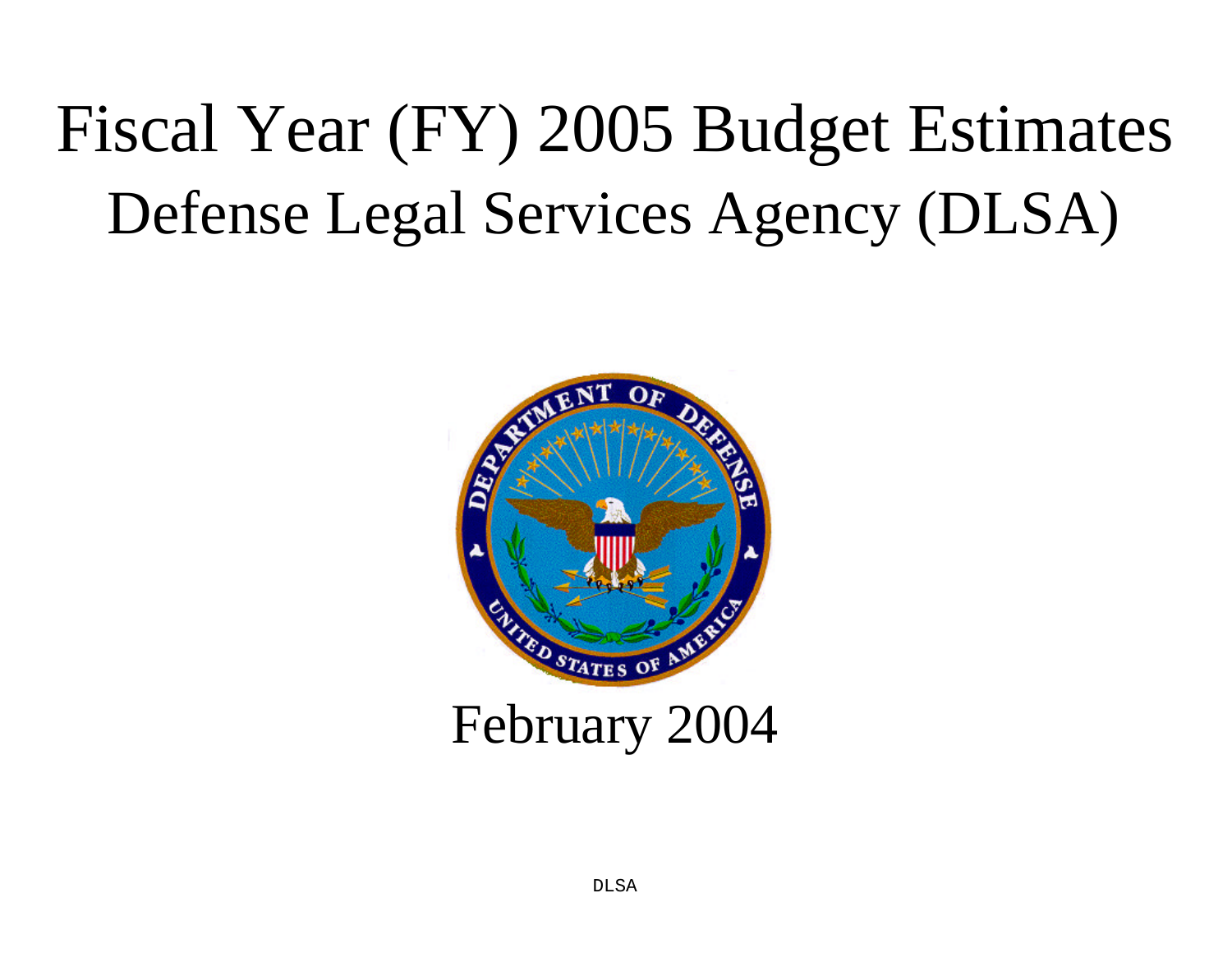# Fiscal Year (FY) 2005 Budget Estimates
# Defense Legal Services Agency (DLSA)

February 2004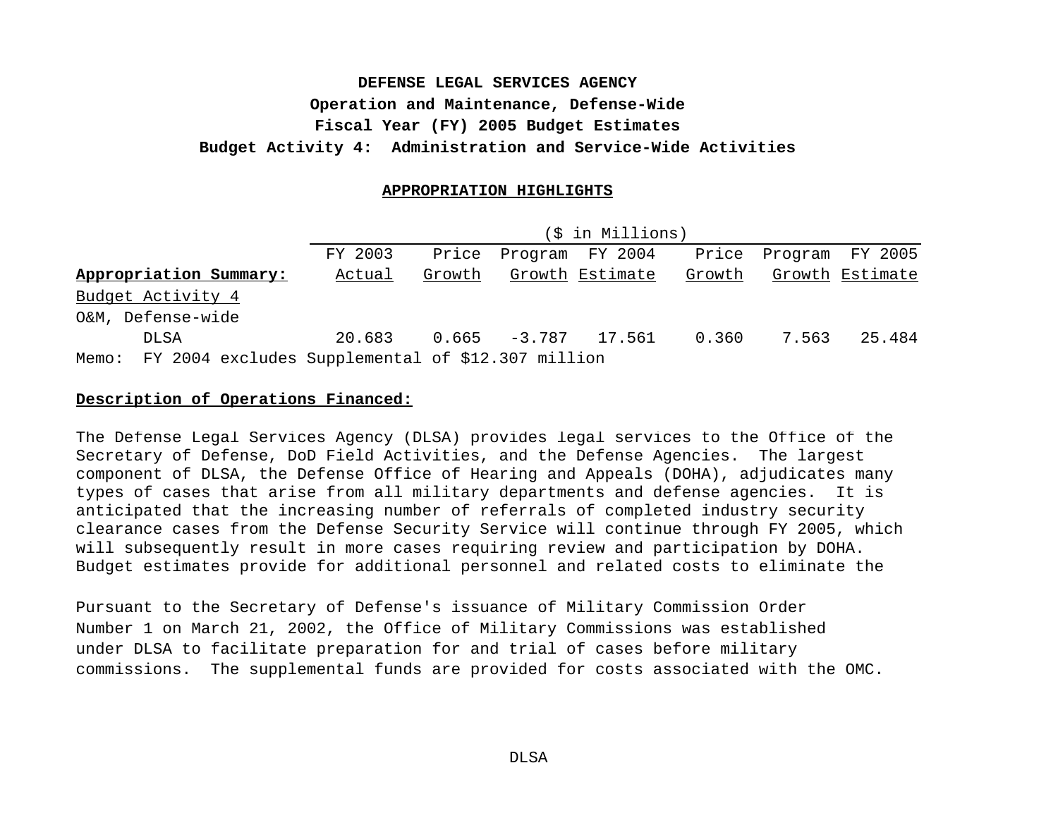**DEFENSE LEGAL SERVICES AGENCY**
**Operation and Maintenance, Defense-Wide**
**Fiscal Year (FY) 2005 Budget Estimates**
**Budget Activity 4: Administration and Service-Wide Activities**

**APPROPRIATION HIGHLIGHTS**

| | ($ in Millions) | | | | | | |
|---|---|---|---|---|---|---|---|
| **Appropriation Summary:** | FY 2003 Actual | Price Growth | Program Growth | FY 2004 Estimate | Price Growth | Program Growth | FY 2005 Estimate |
| Budget Activity 4 | | | | | | | |
| O&M, Defense-wide | | | | | | | |
| DLSA | 20.683 | 0.665 | -3.787 | 17.561 | 0.360 | 7.563 | 25.484 |

Memo: FY 2004 excludes Supplemental of $12.307 million

**Description of Operations Financed:**

The Defense Legal Services Agency (DLSA) provides legal services to the Office of the Secretary of Defense, DoD Field Activities, and the Defense Agencies. The largest component of DLSA, the Defense Office of Hearing and Appeals (DOHA), adjudicates many types of cases that arise from all military departments and defense agencies. It is anticipated that the increasing number of referrals of completed industry security clearance cases from the Defense Security Service will continue through FY 2005, which will subsequently result in more cases requiring review and participation by DOHA. Budget estimates provide for additional personnel and related costs to eliminate the

Pursuant to the Secretary of Defense's issuance of Military Commission Order Number 1 on March 21, 2002, the Office of Military Commissions was established under DLSA to facilitate preparation for and trial of cases before military commissions. The supplemental funds are provided for costs associated with the OMC.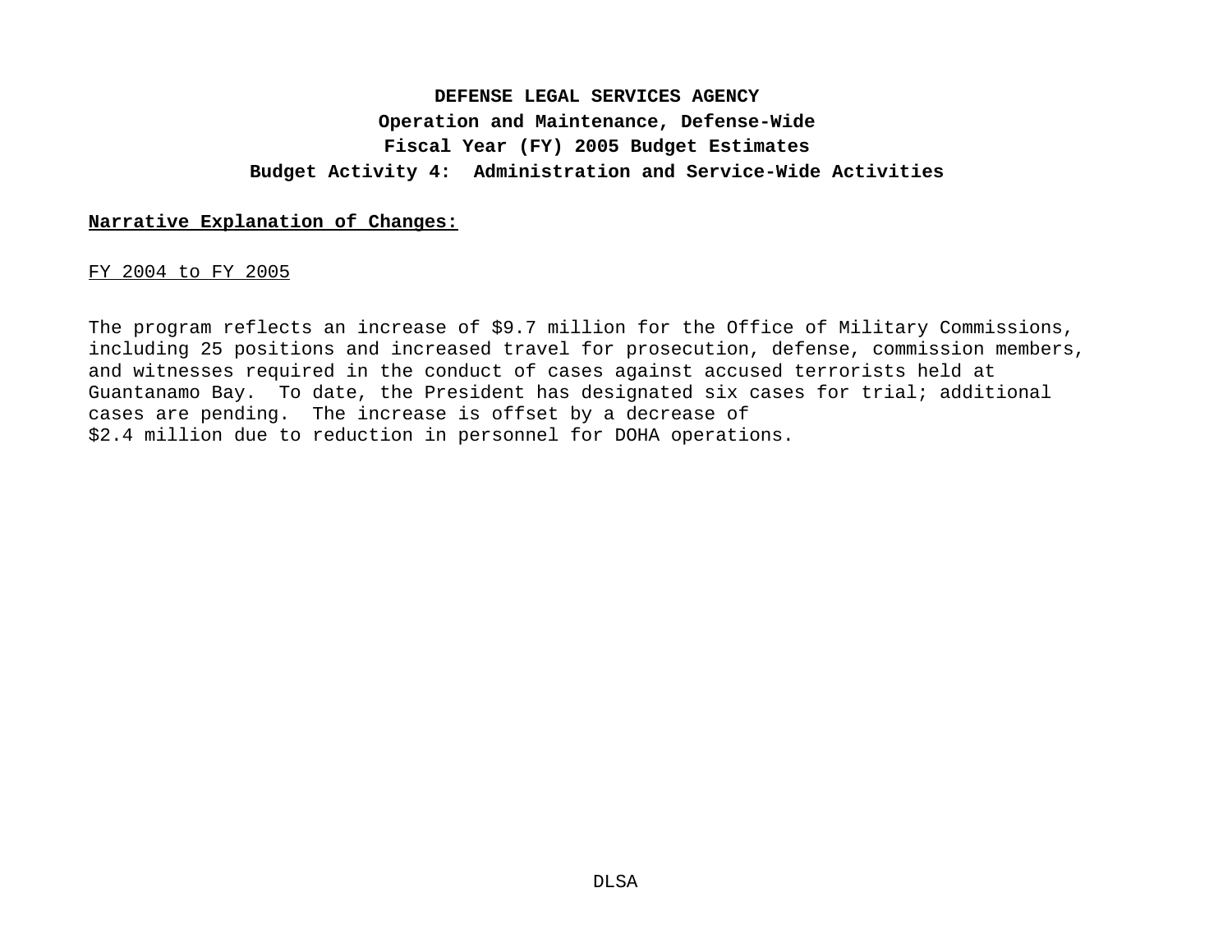**DEFENSE LEGAL SERVICES AGENCY**
**Operation and Maintenance, Defense-Wide**
**Fiscal Year (FY) 2005 Budget Estimates**
**Budget Activity 4: Administration and Service-Wide Activities**

**Narrative Explanation of Changes:**

FY 2004 to FY 2005

The program reflects an increase of $9.7 million for the Office of Military Commissions, including 25 positions and increased travel for prosecution, defense, commission members, and witnesses required in the conduct of cases against accused terrorists held at Guantanamo Bay. To date, the President has designated six cases for trial; additional cases are pending. The increase is offset by a decrease of $2.4 million due to reduction in personnel for DOHA operations.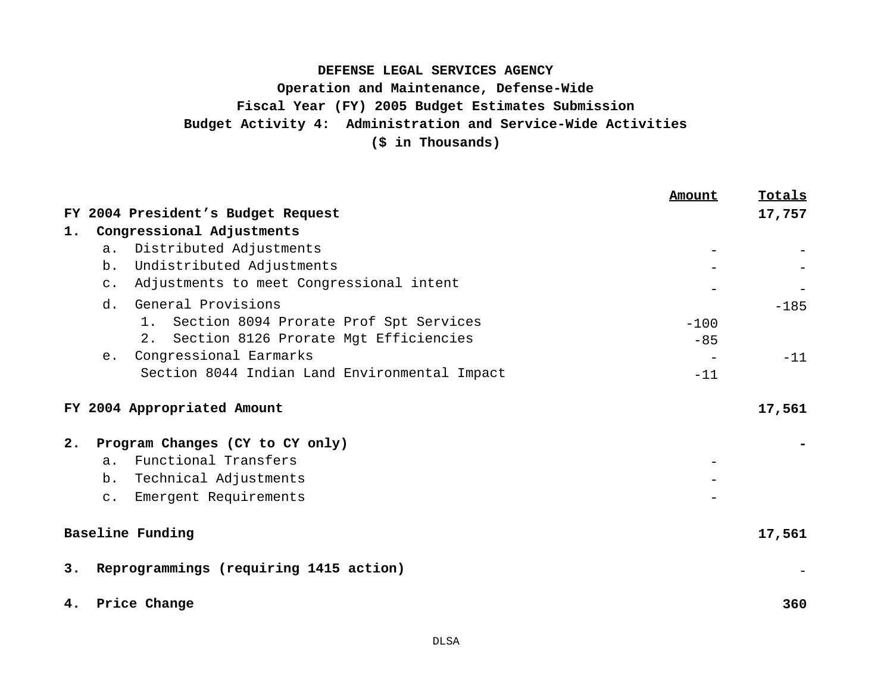**DEFENSE LEGAL SERVICES AGENCY**
**Operation and Maintenance, Defense-Wide**
**Fiscal Year (FY) 2005 Budget Estimates Submission**
**Budget Activity 4: Administration and Service-Wide Activities**
**($ in Thousands)**

| | Amount | Totals |
|---|---|---|
| **FY 2004 President's Budget Request** | | **17,757** |
| **1. Congressional Adjustments** | | |
| a. Distributed Adjustments | - | - |
| b. Undistributed Adjustments | - | - |
| c. Adjustments to meet Congressional intent | - | - |
| d. General Provisions | | -185 |
| 1. Section 8094 Prorate Prof Spt Services | -100 | |
| 2. Section 8126 Prorate Mgt Efficiencies | -85 | |
| e. Congressional Earmarks | - | -11 |
| Section 8044 Indian Land Environmental Impact | -11 | |
| **FY 2004 Appropriated Amount** | | **17,561** |
| **2. Program Changes (CY to CY only)** | | **-** |
| a. Functional Transfers | - | |
| b. Technical Adjustments | - | |
| c. Emergent Requirements | - | |
| **Baseline Funding** | | **17,561** |
| **3. Reprogrammings (requiring 1415 action)** | | - |
| **4. Price Change** | | **360** |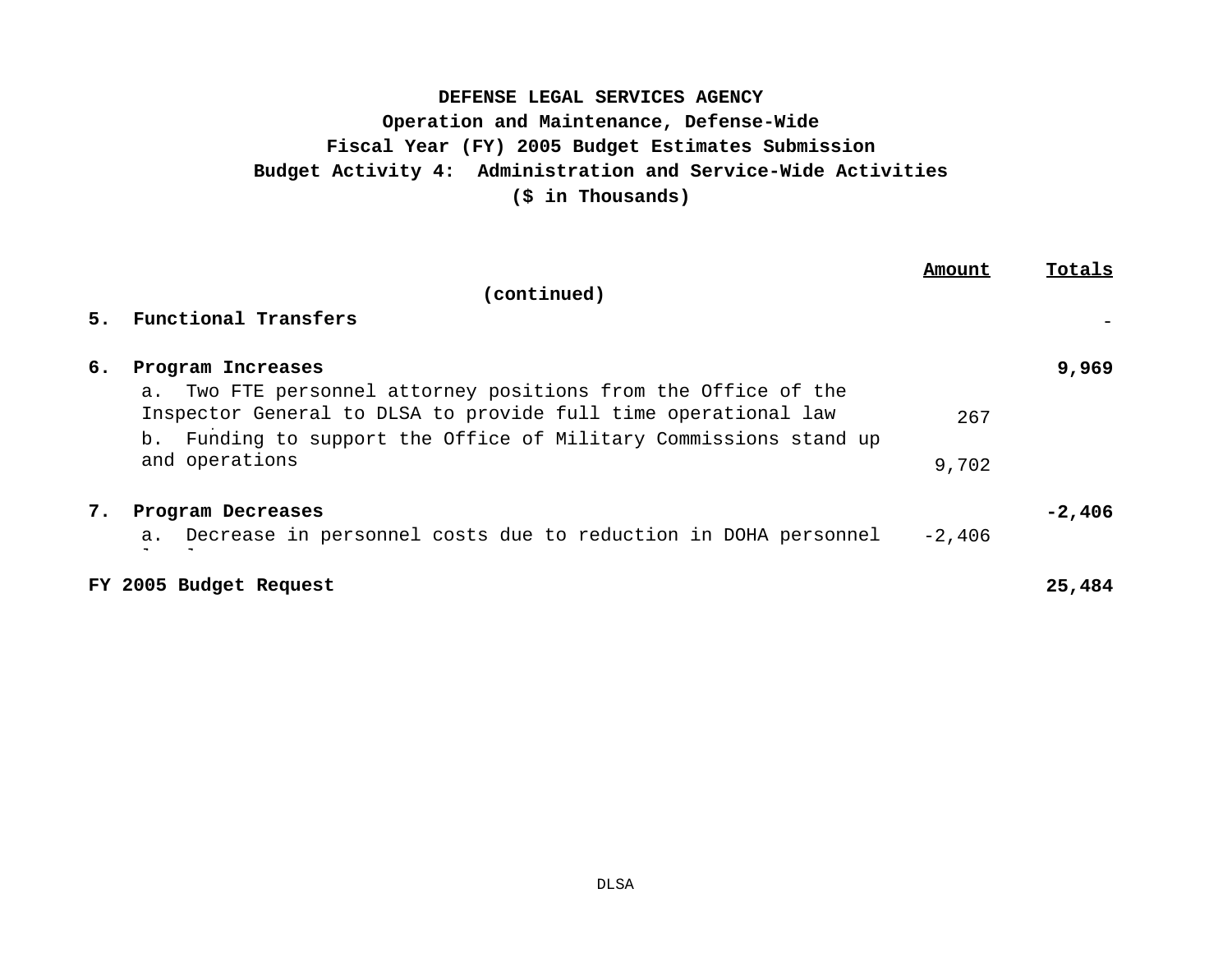**DEFENSE LEGAL SERVICES AGENCY**
**Operation and Maintenance, Defense-Wide**
**Fiscal Year (FY) 2005 Budget Estimates Submission**
**Budget Activity 4: Administration and Service-Wide Activities**
**($ in Thousands)**

| | Amount | Totals |
|---|---|---|
| **(continued)** | | |
| **5. Functional Transfers** | | - |
| **6. Program Increases** | | **9,969** |
| a. Two FTE personnel attorney positions from the Office of the Inspector General to DLSA to provide full time operational law | 267 | |
| b. Funding to support the Office of Military Commissions stand up and operations | 9,702 | |
| **7. Program Decreases** | | **-2,406** |
| a. Decrease in personnel costs due to reduction in DOHA personnel levels | -2,406 | |
| **FY 2005 Budget Request** | | **25,484** |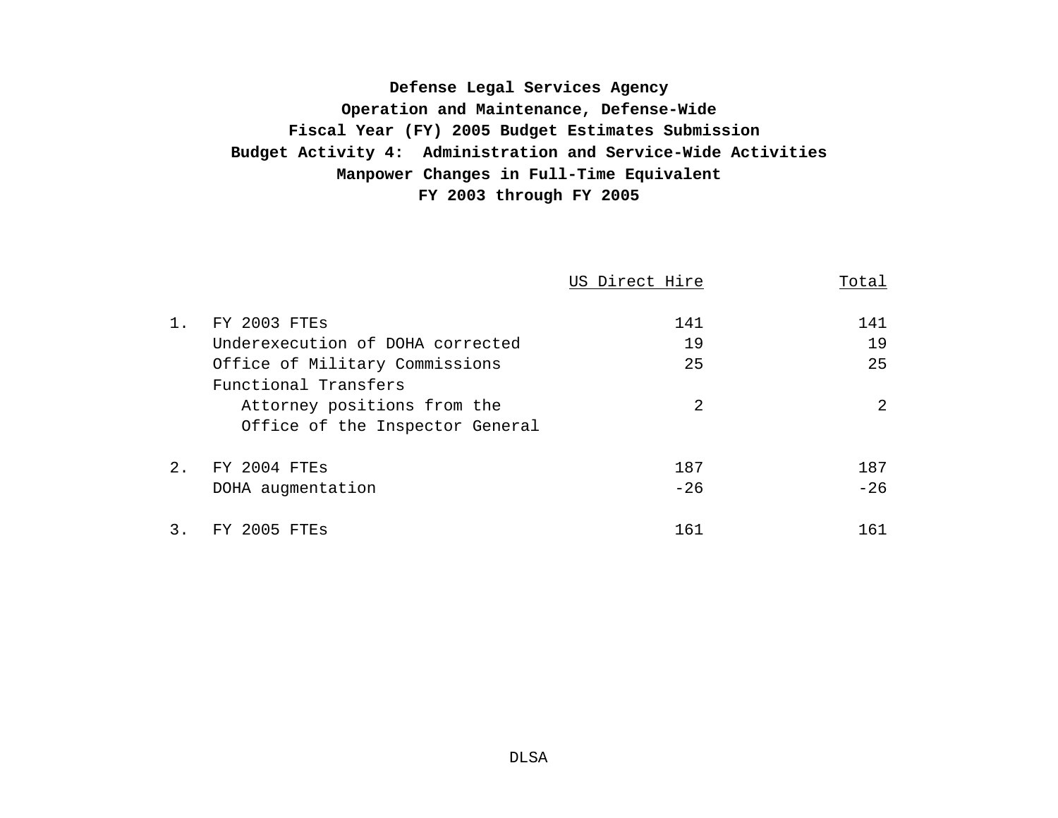**Defense Legal Services Agency**
**Operation and Maintenance, Defense-Wide**
**Fiscal Year (FY) 2005 Budget Estimates Submission**
**Budget Activity 4: Administration and Service-Wide Activities**
**Manpower Changes in Full-Time Equivalent**
**FY 2003 through FY 2005**

| | | US Direct Hire | Total |
|---|---|---|---|
| 1. | FY 2003 FTEs | 141 | 141 |
| | Underexecution of DOHA corrected | 19 | 19 |
| | Office of Military Commissions | 25 | 25 |
| | Functional Transfers | | |
| | Attorney positions from the Office of the Inspector General | 2 | 2 |
| 2. | FY 2004 FTEs | 187 | 187 |
| | DOHA augmentation | -26 | -26 |
| 3. | FY 2005 FTEs | 161 | 161 |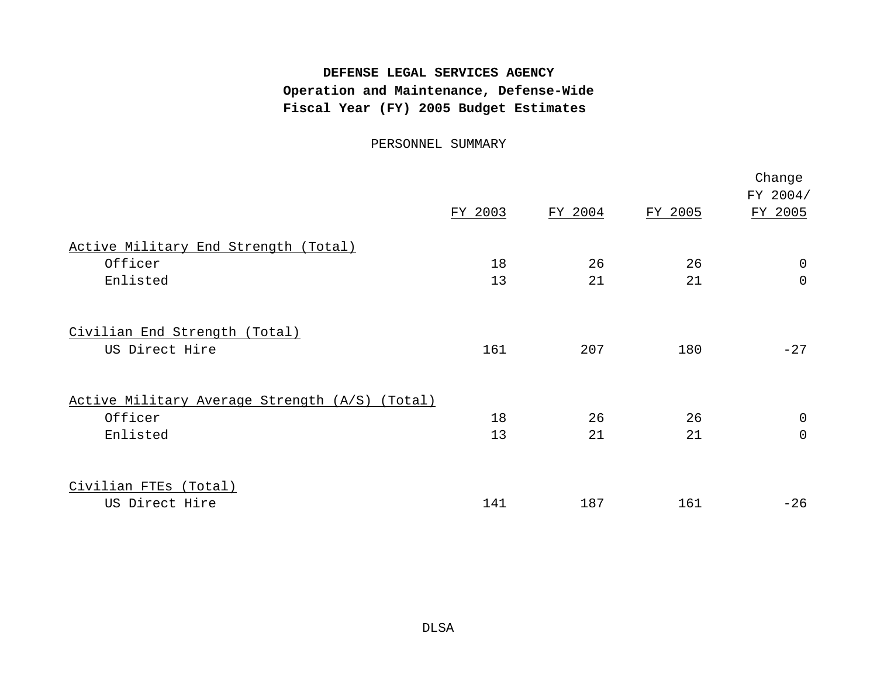**DEFENSE LEGAL SERVICES AGENCY**
**Operation and Maintenance, Defense-Wide**
**Fiscal Year (FY) 2005 Budget Estimates**

PERSONNEL SUMMARY

| | FY 2003 | FY 2004 | FY 2005 | Change FY 2004/ FY 2005 |
|---|---|---|---|---|
| Active Military End Strength (Total) | | | | |
| Officer | 18 | 26 | 26 | 0 |
| Enlisted | 13 | 21 | 21 | 0 |
| Civilian End Strength (Total) | | | | |
| US Direct Hire | 161 | 207 | 180 | -27 |
| Active Military Average Strength (A/S) (Total) | | | | |
| Officer | 18 | 26 | 26 | 0 |
| Enlisted | 13 | 21 | 21 | 0 |
| Civilian FTEs (Total) | | | | |
| US Direct Hire | 141 | 187 | 161 | -26 |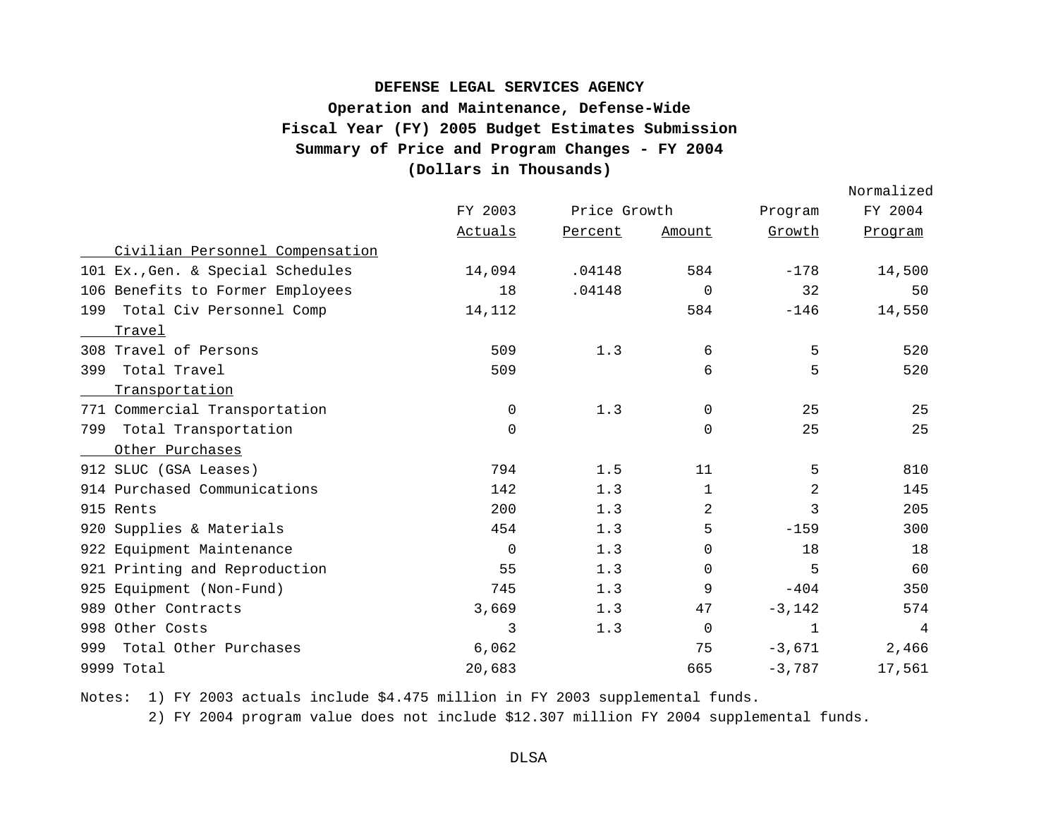**DEFENSE LEGAL SERVICES AGENCY**
**Operation and Maintenance, Defense-Wide**
**Fiscal Year (FY) 2005 Budget Estimates Submission**
**Summary of Price and Program Changes - FY 2004**
**(Dollars in Thousands)**

| | FY 2003 Actuals | Price Growth Percent | Price Growth Amount | Program Growth | Normalized FY 2004 Program |
|---|---|---|---|---|---|
| Civilian Personnel Compensation | | | | | |
| 101 Ex.,Gen. & Special Schedules | 14,094 | .04148 | 584 | -178 | 14,500 |
| 106 Benefits to Former Employees | 18 | .04148 | 0 | 32 | 50 |
| 199 Total Civ Personnel Comp | 14,112 | | 584 | -146 | 14,550 |
| Travel | | | | | |
| 308 Travel of Persons | 509 | 1.3 | 6 | 5 | 520 |
| 399 Total Travel | 509 | | 6 | 5 | 520 |
| Transportation | | | | | |
| 771 Commercial Transportation | 0 | 1.3 | 0 | 25 | 25 |
| 799 Total Transportation | 0 | | 0 | 25 | 25 |
| Other Purchases | | | | | |
| 912 SLUC (GSA Leases) | 794 | 1.5 | 11 | 5 | 810 |
| 914 Purchased Communications | 142 | 1.3 | 1 | 2 | 145 |
| 915 Rents | 200 | 1.3 | 2 | 3 | 205 |
| 920 Supplies & Materials | 454 | 1.3 | 5 | -159 | 300 |
| 922 Equipment Maintenance | 0 | 1.3 | 0 | 18 | 18 |
| 921 Printing and Reproduction | 55 | 1.3 | 0 | 5 | 60 |
| 925 Equipment (Non-Fund) | 745 | 1.3 | 9 | -404 | 350 |
| 989 Other Contracts | 3,669 | 1.3 | 47 | -3,142 | 574 |
| 998 Other Costs | 3 | 1.3 | 0 | 1 | 4 |
| 999 Total Other Purchases | 6,062 | | 75 | -3,671 | 2,466 |
| 9999 Total | 20,683 | | 665 | -3,787 | 17,561 |

Notes: 1) FY 2003 actuals include $4.475 million in FY 2003 supplemental funds.
2) FY 2004 program value does not include $12.307 million FY 2004 supplemental funds.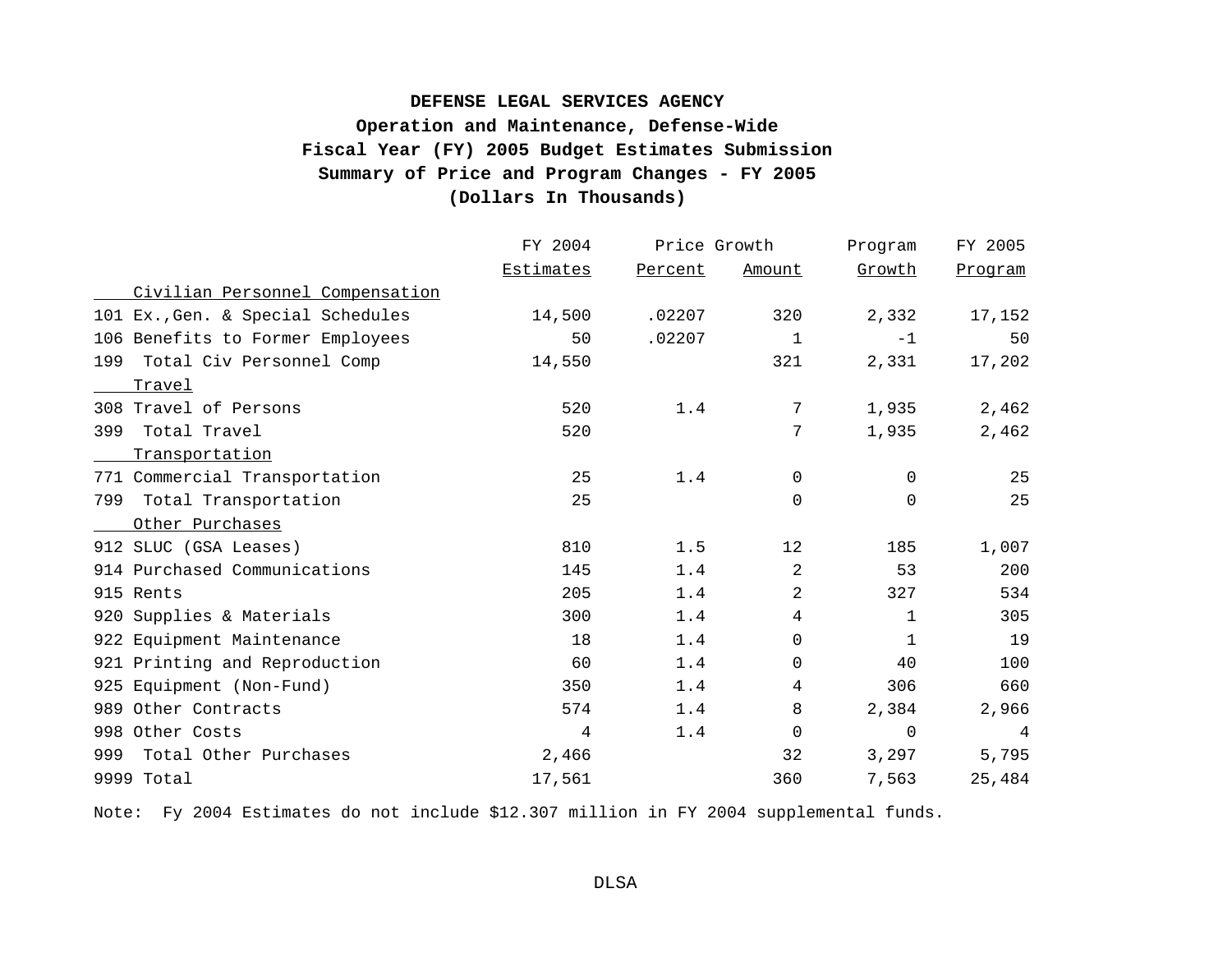**DEFENSE LEGAL SERVICES AGENCY**
**Operation and Maintenance, Defense-Wide**
**Fiscal Year (FY) 2005 Budget Estimates Submission**
**Summary of Price and Program Changes - FY 2005**
**(Dollars In Thousands)**

| | FY 2004 | Price Growth | | Program | FY 2005 |
|---|---|---|---|---|---|
| | Estimates | Percent | Amount | Growth | Program |
| Civilian Personnel Compensation | | | | | |
| 101 Ex.,Gen. & Special Schedules | 14,500 | .02207 | 320 | 2,332 | 17,152 |
| 106 Benefits to Former Employees | 50 | .02207 | 1 | -1 | 50 |
| 199 Total Civ Personnel Comp | 14,550 | | 321 | 2,331 | 17,202 |
| Travel | | | | | |
| 308 Travel of Persons | 520 | 1.4 | 7 | 1,935 | 2,462 |
| 399 Total Travel | 520 | | 7 | 1,935 | 2,462 |
| Transportation | | | | | |
| 771 Commercial Transportation | 25 | 1.4 | 0 | 0 | 25 |
| 799 Total Transportation | 25 | | 0 | 0 | 25 |
| Other Purchases | | | | | |
| 912 SLUC (GSA Leases) | 810 | 1.5 | 12 | 185 | 1,007 |
| 914 Purchased Communications | 145 | 1.4 | 2 | 53 | 200 |
| 915 Rents | 205 | 1.4 | 2 | 327 | 534 |
| 920 Supplies & Materials | 300 | 1.4 | 4 | 1 | 305 |
| 922 Equipment Maintenance | 18 | 1.4 | 0 | 1 | 19 |
| 921 Printing and Reproduction | 60 | 1.4 | 0 | 40 | 100 |
| 925 Equipment (Non-Fund) | 350 | 1.4 | 4 | 306 | 660 |
| 989 Other Contracts | 574 | 1.4 | 8 | 2,384 | 2,966 |
| 998 Other Costs | 4 | 1.4 | 0 | 0 | 4 |
| 999 Total Other Purchases | 2,466 | | 32 | 3,297 | 5,795 |
| 9999 Total | 17,561 | | 360 | 7,563 | 25,484 |

Note: Fy 2004 Estimates do not include $12.307 million in FY 2004 supplemental funds.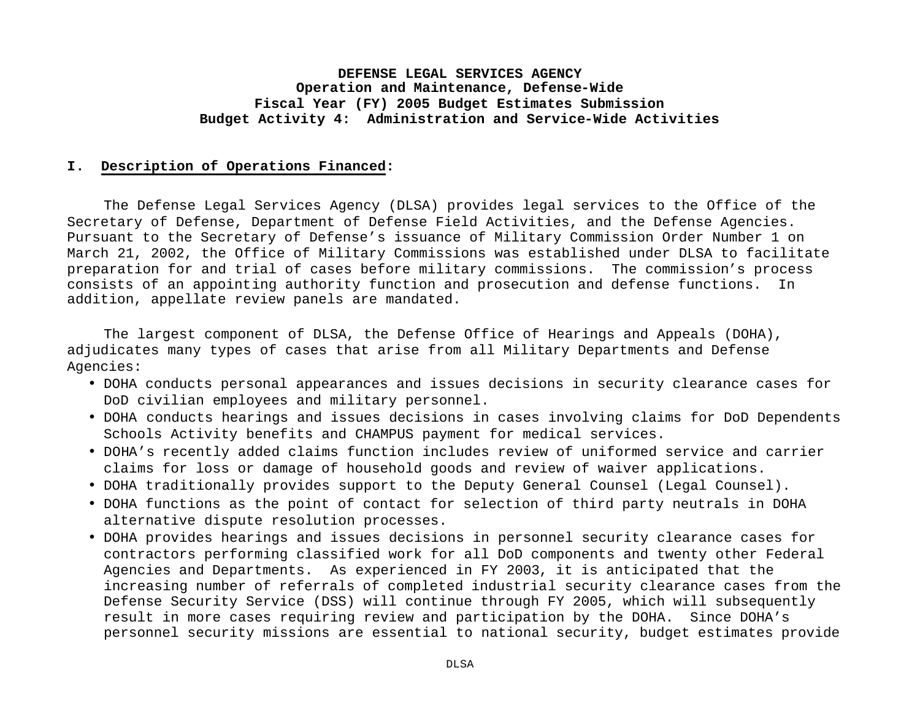**DEFENSE LEGAL SERVICES AGENCY**
**Operation and Maintenance, Defense-Wide**
**Fiscal Year (FY) 2005 Budget Estimates Submission**
**Budget Activity 4: Administration and Service-Wide Activities**

**I. Description of Operations Financed:**

The Defense Legal Services Agency (DLSA) provides legal services to the Office of the Secretary of Defense, Department of Defense Field Activities, and the Defense Agencies. Pursuant to the Secretary of Defense's issuance of Military Commission Order Number 1 on March 21, 2002, the Office of Military Commissions was established under DLSA to facilitate preparation for and trial of cases before military commissions. The commission's process consists of an appointing authority function and prosecution and defense functions. In addition, appellate review panels are mandated.

The largest component of DLSA, the Defense Office of Hearings and Appeals (DOHA), adjudicates many types of cases that arise from all Military Departments and Defense Agencies:

- DOHA conducts personal appearances and issues decisions in security clearance cases for DoD civilian employees and military personnel.
- DOHA conducts hearings and issues decisions in cases involving claims for DoD Dependents Schools Activity benefits and CHAMPUS payment for medical services.
- DOHA's recently added claims function includes review of uniformed service and carrier claims for loss or damage of household goods and review of waiver applications.
- DOHA traditionally provides support to the Deputy General Counsel (Legal Counsel).
- DOHA functions as the point of contact for selection of third party neutrals in DOHA alternative dispute resolution processes.
- DOHA provides hearings and issues decisions in personnel security clearance cases for contractors performing classified work for all DoD components and twenty other Federal Agencies and Departments. As experienced in FY 2003, it is anticipated that the increasing number of referrals of completed industrial security clearance cases from the Defense Security Service (DSS) will continue through FY 2005, which will subsequently result in more cases requiring review and participation by the DOHA. Since DOHA's personnel security missions are essential to national security, budget estimates provide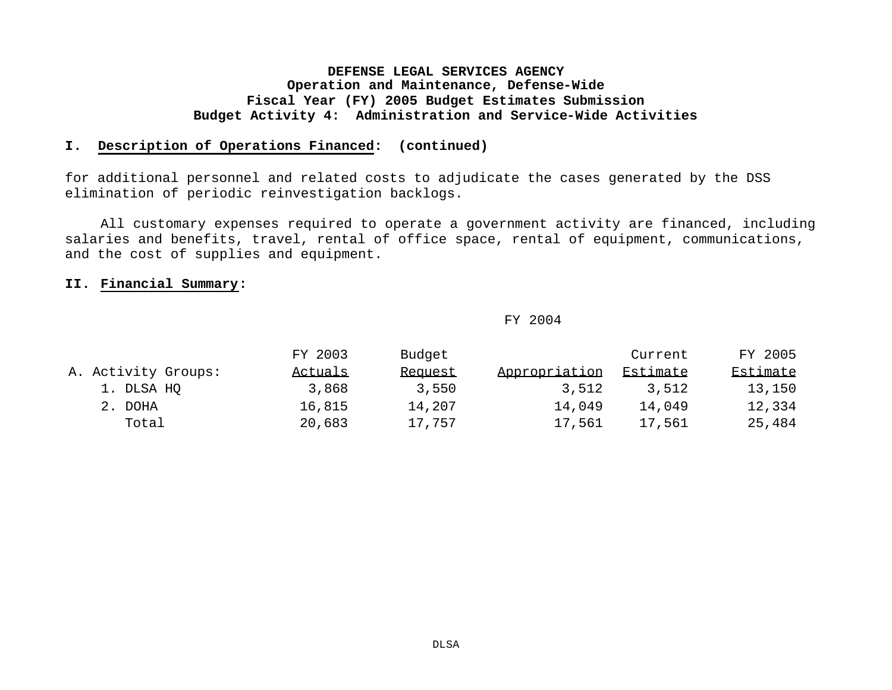**DEFENSE LEGAL SERVICES AGENCY**
**Operation and Maintenance, Defense-Wide**
**Fiscal Year (FY) 2005 Budget Estimates Submission**
**Budget Activity 4: Administration and Service-Wide Activities**

**I. Description of Operations Financed: (continued)**

for additional personnel and related costs to adjudicate the cases generated by the DSS elimination of periodic reinvestigation backlogs.

All customary expenses required to operate a government activity are financed, including salaries and benefits, travel, rental of office space, rental of equipment, communications, and the cost of supplies and equipment.

**II. Financial Summary:**

| | | FY 2004 | | | |
|---|---|---|---|---|---|
| A. Activity Groups: | FY 2003 Actuals | Budget Request | Appropriation | Current Estimate | FY 2005 Estimate |
| 1. DLSA HQ | 3,868 | 3,550 | 3,512 | 3,512 | 13,150 |
| 2. DOHA | 16,815 | 14,207 | 14,049 | 14,049 | 12,334 |
| Total | 20,683 | 17,757 | 17,561 | 17,561 | 25,484 |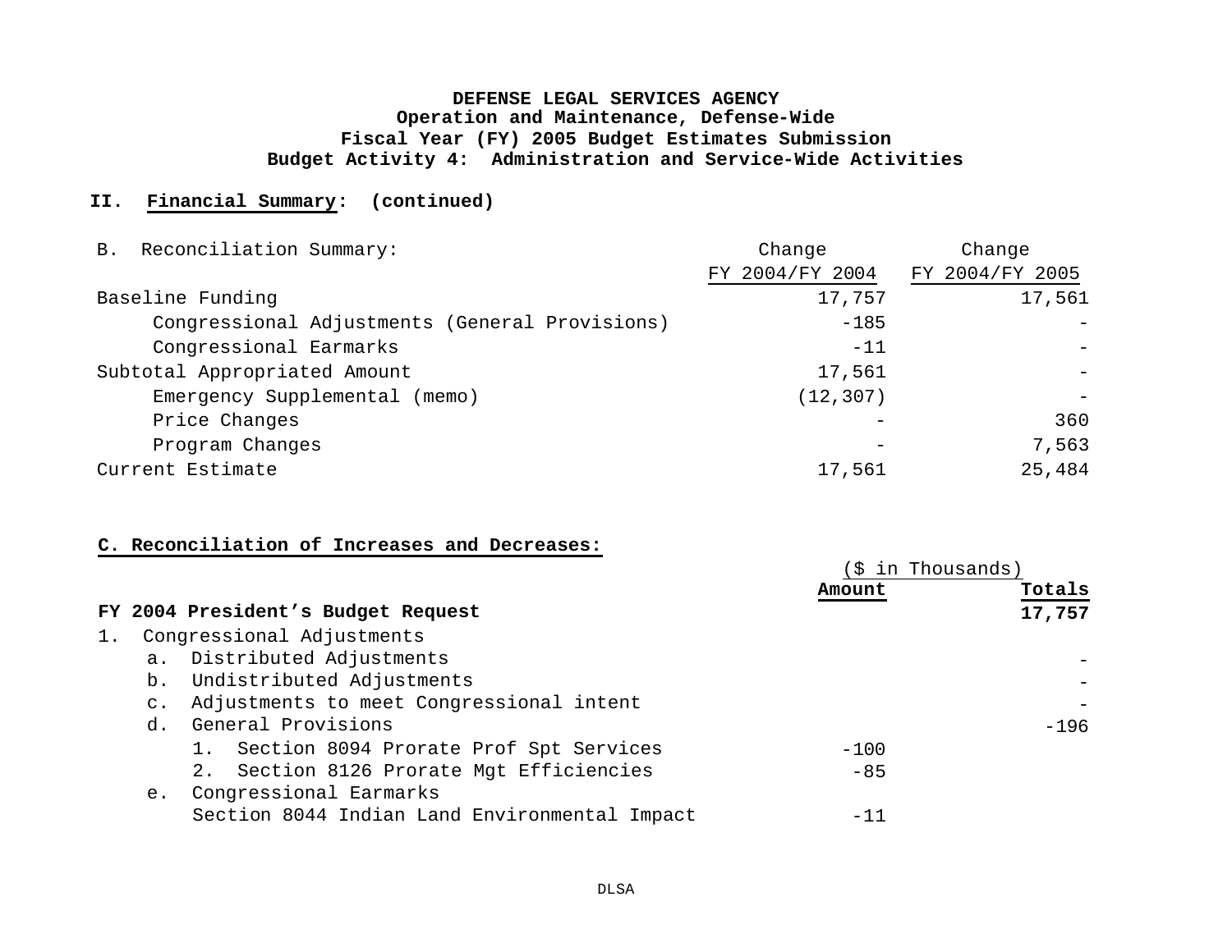**DEFENSE LEGAL SERVICES AGENCY**
**Operation and Maintenance, Defense-Wide**
**Fiscal Year (FY) 2005 Budget Estimates Submission**
**Budget Activity 4: Administration and Service-Wide Activities**

**II. Financial Summary: (continued)**

| B. Reconciliation Summary: | Change FY 2004/FY 2004 | Change FY 2004/FY 2005 |
|---|---|---|
| Baseline Funding | 17,757 | 17,561 |
| Congressional Adjustments (General Provisions) | -185 | - |
| Congressional Earmarks | -11 | - |
| Subtotal Appropriated Amount | 17,561 | - |
| Emergency Supplemental (memo) | (12,307) | - |
| Price Changes | - | 360 |
| Program Changes | - | 7,563 |
| Current Estimate | 17,561 | 25,484 |

**C. Reconciliation of Increases and Decreases:**

| | ($ in Thousands) Amount | Totals |
|---|---|---|
| **FY 2004 President's Budget Request** | | **17,757** |
| 1. Congressional Adjustments | | |
| a. Distributed Adjustments | | - |
| b. Undistributed Adjustments | | - |
| c. Adjustments to meet Congressional intent | | - |
| d. General Provisions | | -196 |
| 1. Section 8094 Prorate Prof Spt Services | -100 | |
| 2. Section 8126 Prorate Mgt Efficiencies | -85 | |
| e. Congressional Earmarks | | |
| Section 8044 Indian Land Environmental Impact | -11 | |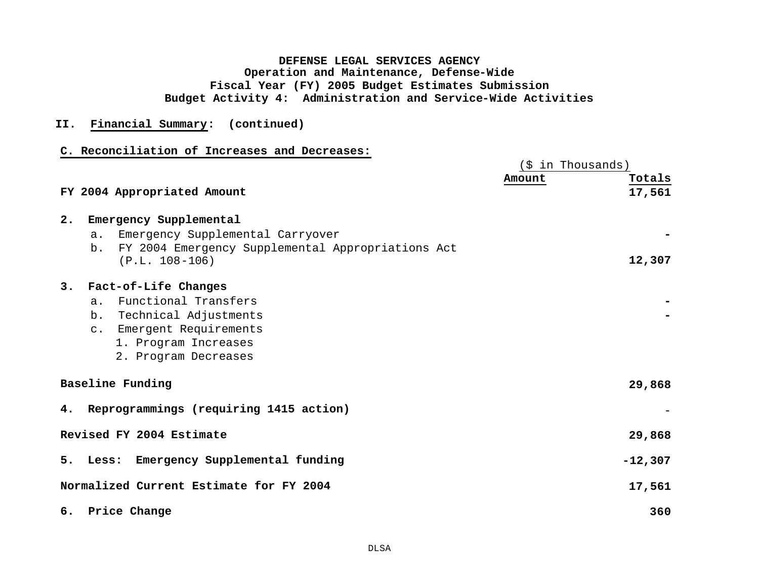**DEFENSE LEGAL SERVICES AGENCY**
**Operation and Maintenance, Defense-Wide**
**Fiscal Year (FY) 2005 Budget Estimates Submission**
**Budget Activity 4: Administration and Service-Wide Activities**

**II. Financial Summary: (continued)**

**C. Reconciliation of Increases and Decreases:**

| | ($ in Thousands) Amount | Totals |
|---|---|---|
| **FY 2004 Appropriated Amount** | | **17,561** |
| **2. Emergency Supplemental** | | |
| a. Emergency Supplemental Carryover | | - |
| b. FY 2004 Emergency Supplemental Appropriations Act (P.L. 108-106) | | **12,307** |
| **3. Fact-of-Life Changes** | | |
| a. Functional Transfers | | - |
| b. Technical Adjustments | | - |
| c. Emergent Requirements | | |
| 1. Program Increases | | |
| 2. Program Decreases | | |
| **Baseline Funding** | | **29,868** |
| **4. Reprogrammings (requiring 1415 action)** | | - |
| **Revised FY 2004 Estimate** | | **29,868** |
| **5. Less: Emergency Supplemental funding** | | **-12,307** |
| **Normalized Current Estimate for FY 2004** | | **17,561** |
| **6. Price Change** | | **360** |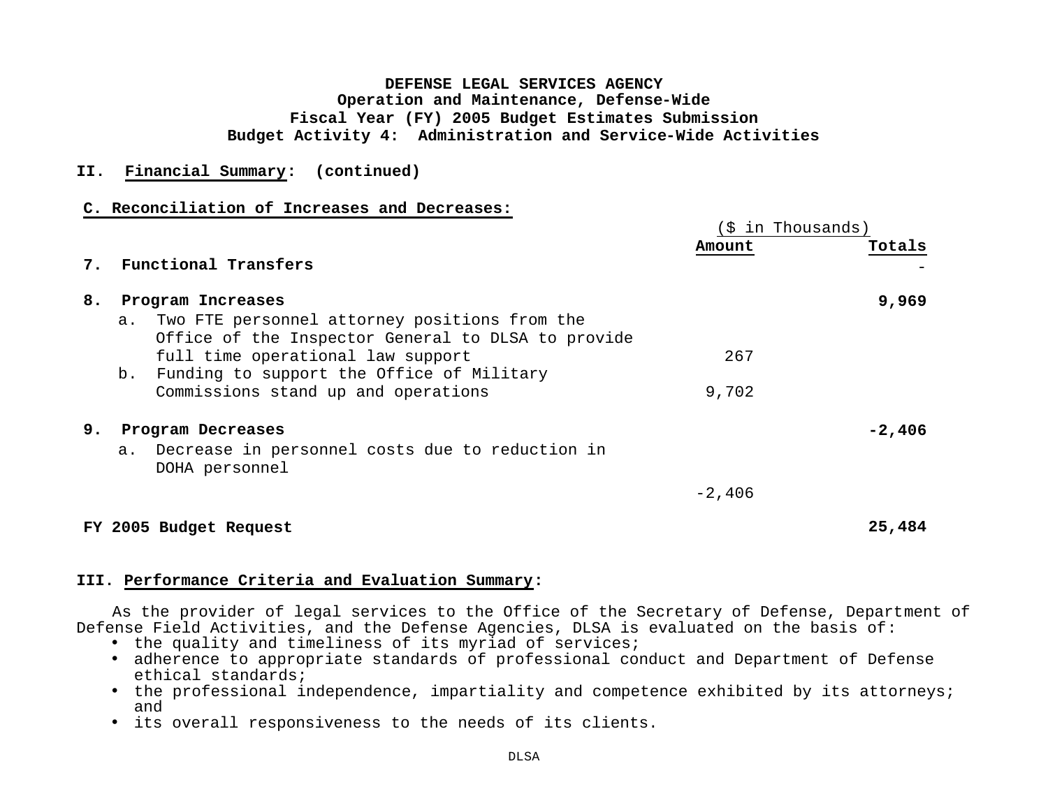**DEFENSE LEGAL SERVICES AGENCY**
**Operation and Maintenance, Defense-Wide**
**Fiscal Year (FY) 2005 Budget Estimates Submission**
**Budget Activity 4: Administration and Service-Wide Activities**

**II. Financial Summary: (continued)**

**C. Reconciliation of Increases and Decreases:**

| | ($ in Thousands) Amount | Totals |
|---|---|---|
| **7. Functional Transfers** | | - |
| **8. Program Increases** | | **9,969** |
| a. Two FTE personnel attorney positions from the Office of the Inspector General to DLSA to provide full time operational law support | 267 | |
| b. Funding to support the Office of Military Commissions stand up and operations | 9,702 | |
| **9. Program Decreases** | | **-2,406** |
| a. Decrease in personnel costs due to reduction in DOHA personnel | -2,406 | |
| **FY 2005 Budget Request** | | **25,484** |

**III. Performance Criteria and Evaluation Summary:**

As the provider of legal services to the Office of the Secretary of Defense, Department of Defense Field Activities, and the Defense Agencies, DLSA is evaluated on the basis of:

- the quality and timeliness of its myriad of services;
- adherence to appropriate standards of professional conduct and Department of Defense ethical standards;
- the professional independence, impartiality and competence exhibited by its attorneys; and
- its overall responsiveness to the needs of its clients.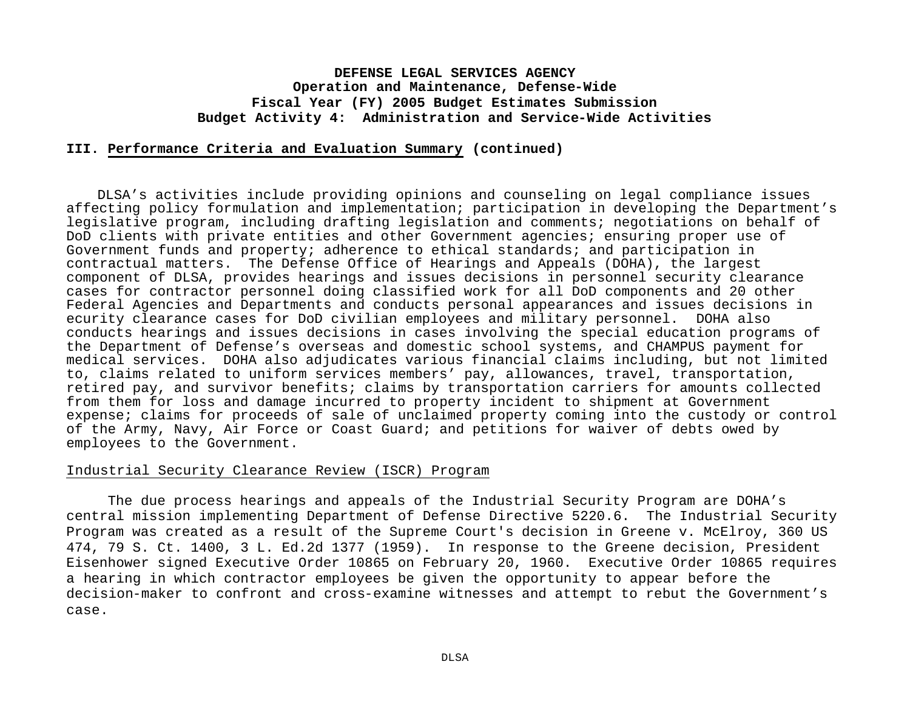**DEFENSE LEGAL SERVICES AGENCY**
**Operation and Maintenance, Defense-Wide**
**Fiscal Year (FY) 2005 Budget Estimates Submission**
**Budget Activity 4: Administration and Service-Wide Activities**

## III. Performance Criteria and Evaluation Summary (continued)

DLSA's activities include providing opinions and counseling on legal compliance issues affecting policy formulation and implementation; participation in developing the Department's legislative program, including drafting legislation and comments; negotiations on behalf of DoD clients with private entities and other Government agencies; ensuring proper use of Government funds and property; adherence to ethical standards; and participation in contractual matters. The Defense Office of Hearings and Appeals (DOHA), the largest component of DLSA, provides hearings and issues decisions in personnel security clearance cases for contractor personnel doing classified work for all DoD components and 20 other Federal Agencies and Departments and conducts personal appearances and issues decisions in ecurity clearance cases for DoD civilian employees and military personnel. DOHA also conducts hearings and issues decisions in cases involving the special education programs of the Department of Defense's overseas and domestic school systems, and CHAMPUS payment for medical services. DOHA also adjudicates various financial claims including, but not limited to, claims related to uniform services members' pay, allowances, travel, transportation, retired pay, and survivor benefits; claims by transportation carriers for amounts collected from them for loss and damage incurred to property incident to shipment at Government expense; claims for proceeds of sale of unclaimed property coming into the custody or control of the Army, Navy, Air Force or Coast Guard; and petitions for waiver of debts owed by employees to the Government.

### Industrial Security Clearance Review (ISCR) Program

The due process hearings and appeals of the Industrial Security Program are DOHA's central mission implementing Department of Defense Directive 5220.6. The Industrial Security Program was created as a result of the Supreme Court's decision in Greene v. McElroy, 360 US 474, 79 S. Ct. 1400, 3 L. Ed.2d 1377 (1959). In response to the Greene decision, President Eisenhower signed Executive Order 10865 on February 20, 1960. Executive Order 10865 requires a hearing in which contractor employees be given the opportunity to appear before the decision-maker to confront and cross-examine witnesses and attempt to rebut the Government's case.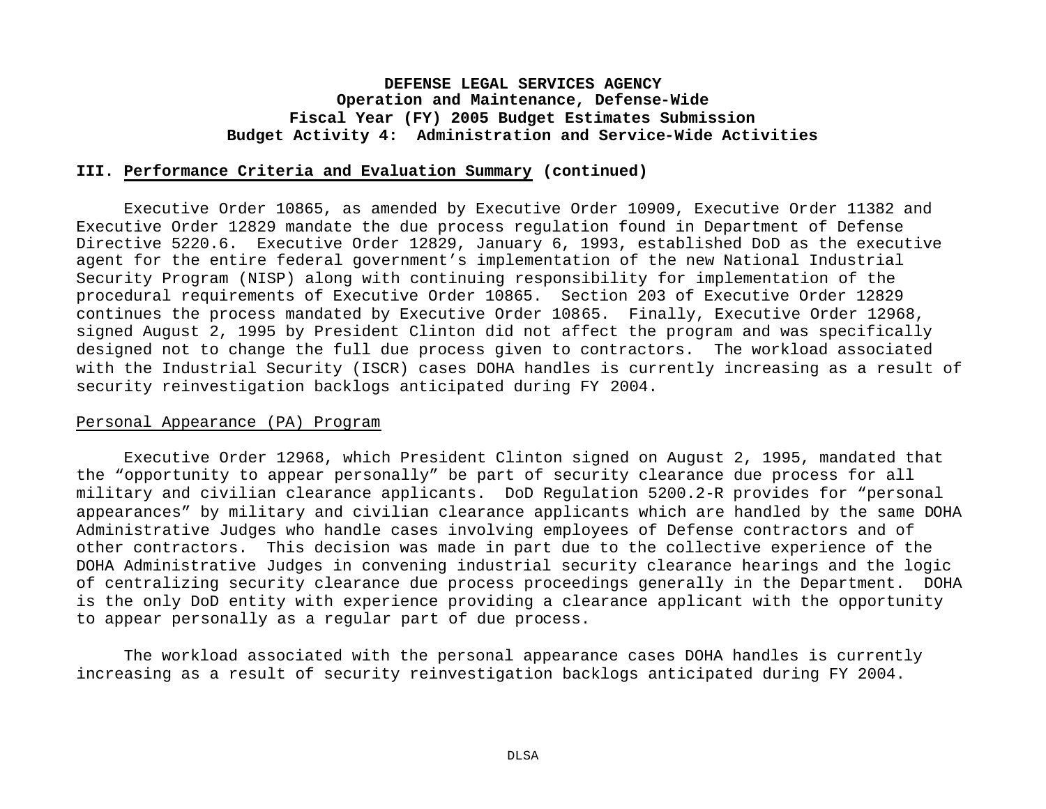### III. Performance Criteria and Evaluation Summary (continued)

Executive Order 10865, as amended by Executive Order 10909, Executive Order 11382 and Executive Order 12829 mandate the due process regulation found in Department of Defense Directive 5220.6. Executive Order 12829, January 6, 1993, established DoD as the executive agent for the entire federal government's implementation of the new National Industrial Security Program (NISP) along with continuing responsibility for implementation of the procedural requirements of Executive Order 10865. Section 203 of Executive Order 12829 continues the process mandated by Executive Order 10865. Finally, Executive Order 12968, signed August 2, 1995 by President Clinton did not affect the program and was specifically designed not to change the full due process given to contractors. The workload associated with the Industrial Security (ISCR) cases DOHA handles is currently increasing as a result of security reinvestigation backlogs anticipated during FY 2004.

Personal Appearance (PA) Program

Executive Order 12968, which President Clinton signed on August 2, 1995, mandated that the "opportunity to appear personally" be part of security clearance due process for all military and civilian clearance applicants. DoD Regulation 5200.2-R provides for "personal appearances" by military and civilian clearance applicants which are handled by the same DOHA Administrative Judges who handle cases involving employees of Defense contractors and of other contractors. This decision was made in part due to the collective experience of the DOHA Administrative Judges in convening industrial security clearance hearings and the logic of centralizing security clearance due process proceedings generally in the Department. DOHA is the only DoD entity with experience providing a clearance applicant with the opportunity to appear personally as a regular part of due process.

The workload associated with the personal appearance cases DOHA handles is currently increasing as a result of security reinvestigation backlogs anticipated during FY 2004.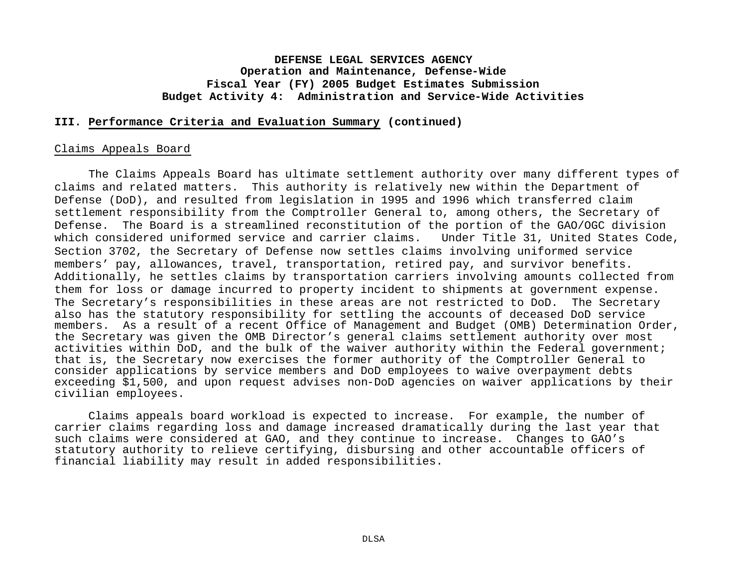**DEFENSE LEGAL SERVICES AGENCY**
**Operation and Maintenance, Defense-Wide**
**Fiscal Year (FY) 2005 Budget Estimates Submission**
**Budget Activity 4: Administration and Service-Wide Activities**

## III. Performance Criteria and Evaluation Summary (continued)

### Claims Appeals Board

The Claims Appeals Board has ultimate settlement authority over many different types of claims and related matters. This authority is relatively new within the Department of Defense (DoD), and resulted from legislation in 1995 and 1996 which transferred claim settlement responsibility from the Comptroller General to, among others, the Secretary of Defense. The Board is a streamlined reconstitution of the portion of the GAO/OGC division which considered uniformed service and carrier claims. Under Title 31, United States Code, Section 3702, the Secretary of Defense now settles claims involving uniformed service members' pay, allowances, travel, transportation, retired pay, and survivor benefits. Additionally, he settles claims by transportation carriers involving amounts collected from them for loss or damage incurred to property incident to shipments at government expense. The Secretary's responsibilities in these areas are not restricted to DoD. The Secretary also has the statutory responsibility for settling the accounts of deceased DoD service members. As a result of a recent Office of Management and Budget (OMB) Determination Order, the Secretary was given the OMB Director's general claims settlement authority over most activities within DoD, and the bulk of the waiver authority within the Federal government; that is, the Secretary now exercises the former authority of the Comptroller General to consider applications by service members and DoD employees to waive overpayment debts exceeding $1,500, and upon request advises non-DoD agencies on waiver applications by their civilian employees.

Claims appeals board workload is expected to increase. For example, the number of carrier claims regarding loss and damage increased dramatically during the last year that such claims were considered at GAO, and they continue to increase. Changes to GAO's statutory authority to relieve certifying, disbursing and other accountable officers of financial liability may result in added responsibilities.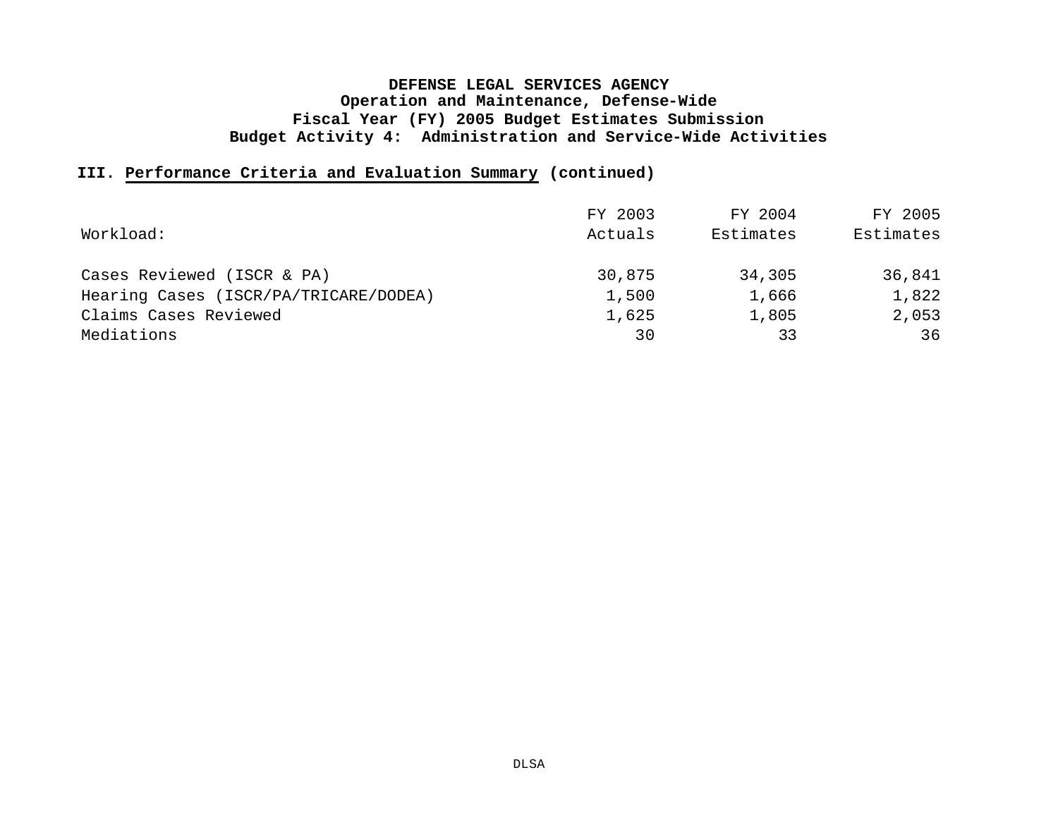**DEFENSE LEGAL SERVICES AGENCY**
**Operation and Maintenance, Defense-Wide**
**Fiscal Year (FY) 2005 Budget Estimates Submission**
**Budget Activity 4: Administration and Service-Wide Activities**

### III. Performance Criteria and Evaluation Summary (continued)

| Workload: | FY 2003 Actuals | FY 2004 Estimates | FY 2005 Estimates |
|---|---|---|---|
| Cases Reviewed (ISCR & PA) | 30,875 | 34,305 | 36,841 |
| Hearing Cases (ISCR/PA/TRICARE/DODEA) | 1,500 | 1,666 | 1,822 |
| Claims Cases Reviewed | 1,625 | 1,805 | 2,053 |
| Mediations | 30 | 33 | 36 |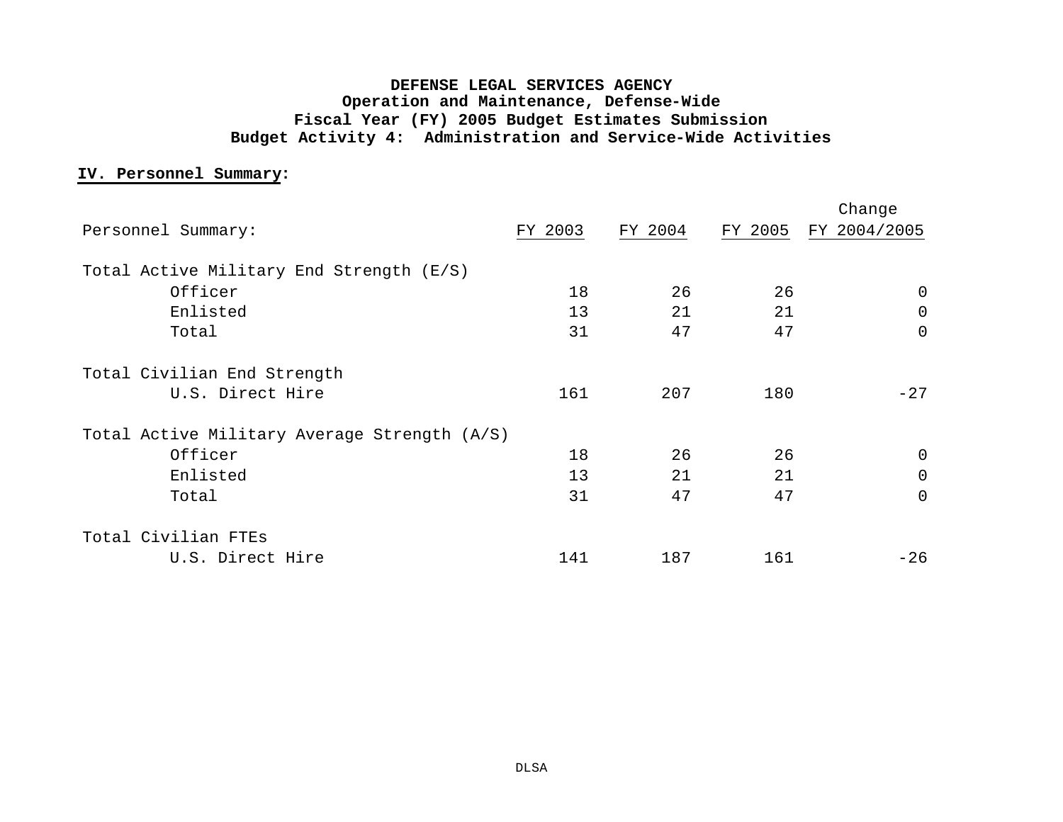**DEFENSE LEGAL SERVICES AGENCY**
**Operation and Maintenance, Defense-Wide**
**Fiscal Year (FY) 2005 Budget Estimates Submission**
**Budget Activity 4: Administration and Service-Wide Activities**

## IV. Personnel Summary:

| Personnel Summary: | FY 2003 | FY 2004 | FY 2005 | Change FY 2004/2005 |
|---|---|---|---|---|
| Total Active Military End Strength (E/S) | | | | |
| Officer | 18 | 26 | 26 | 0 |
| Enlisted | 13 | 21 | 21 | 0 |
| Total | 31 | 47 | 47 | 0 |
| Total Civilian End Strength | | | | |
| U.S. Direct Hire | 161 | 207 | 180 | -27 |
| Total Active Military Average Strength (A/S) | | | | |
| Officer | 18 | 26 | 26 | 0 |
| Enlisted | 13 | 21 | 21 | 0 |
| Total | 31 | 47 | 47 | 0 |
| Total Civilian FTEs | | | | |
| U.S. Direct Hire | 141 | 187 | 161 | -26 |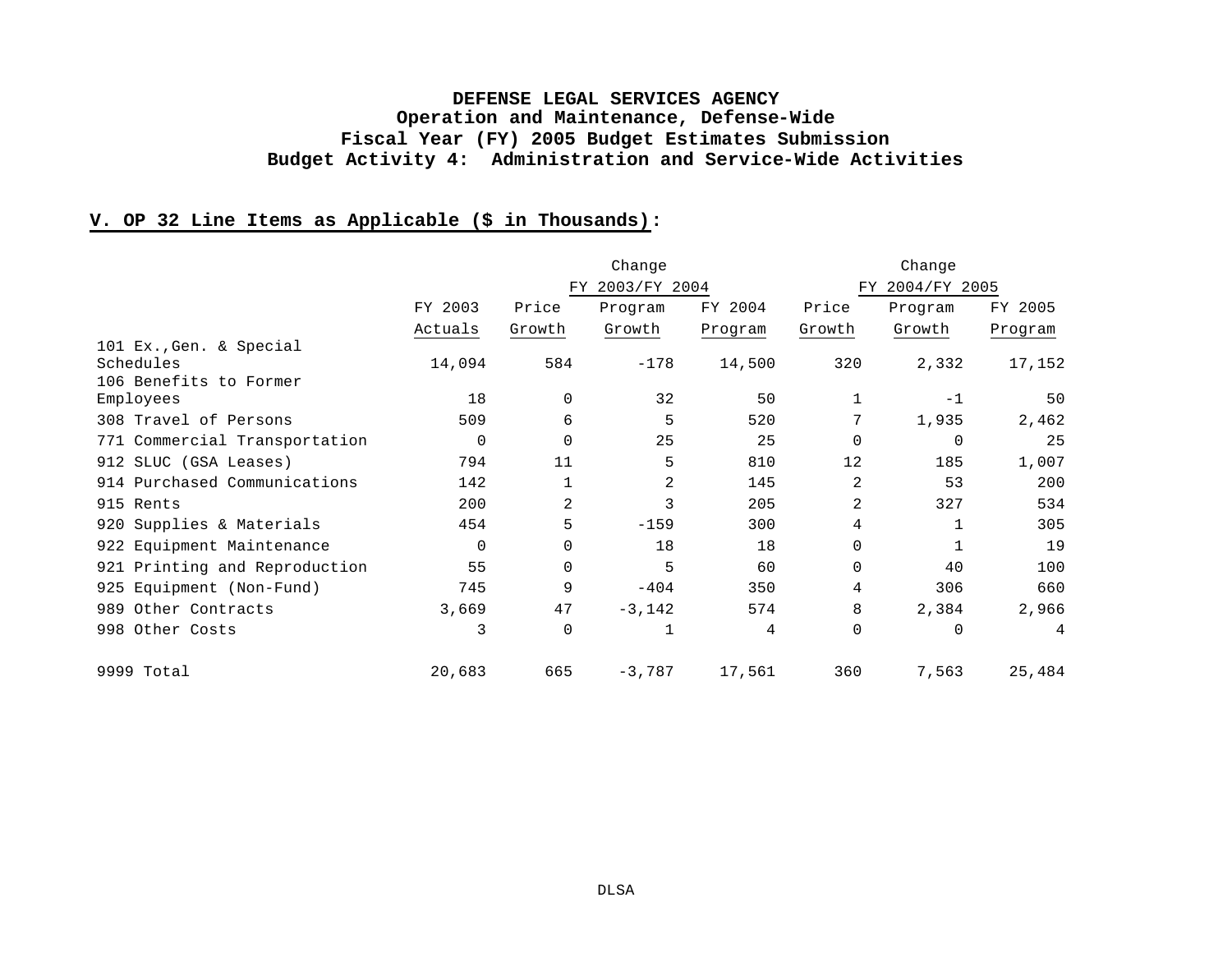# DEFENSE LEGAL SERVICES AGENCY
## Operation and Maintenance, Defense-Wide
## Fiscal Year (FY) 2005 Budget Estimates Submission
## Budget Activity 4: Administration and Service-Wide Activities

**V. OP 32 Line Items as Applicable ($ in Thousands):**

| | | Change FY 2003/FY 2004 | | | Change FY 2004/FY 2005 | | |
|---|---|---|---|---|---|---|---|
| | FY 2003 Actuals | Price Growth | Program Growth | FY 2004 Program | Price Growth | Program Growth | FY 2005 Program |
| 101 Ex.,Gen. & Special Schedules | 14,094 | 584 | -178 | 14,500 | 320 | 2,332 | 17,152 |
| 106 Benefits to Former Employees | 18 | 0 | 32 | 50 | 1 | -1 | 50 |
| 308 Travel of Persons | 509 | 6 | 5 | 520 | 7 | 1,935 | 2,462 |
| 771 Commercial Transportation | 0 | 0 | 25 | 25 | 0 | 0 | 25 |
| 912 SLUC (GSA Leases) | 794 | 11 | 5 | 810 | 12 | 185 | 1,007 |
| 914 Purchased Communications | 142 | 1 | 2 | 145 | 2 | 53 | 200 |
| 915 Rents | 200 | 2 | 3 | 205 | 2 | 327 | 534 |
| 920 Supplies & Materials | 454 | 5 | -159 | 300 | 4 | 1 | 305 |
| 922 Equipment Maintenance | 0 | 0 | 18 | 18 | 0 | 1 | 19 |
| 921 Printing and Reproduction | 55 | 0 | 5 | 60 | 0 | 40 | 100 |
| 925 Equipment (Non-Fund) | 745 | 9 | -404 | 350 | 4 | 306 | 660 |
| 989 Other Contracts | 3,669 | 47 | -3,142 | 574 | 8 | 2,384 | 2,966 |
| 998 Other Costs | 3 | 0 | 1 | 4 | 0 | 0 | 4 |
| 9999 Total | 20,683 | 665 | -3,787 | 17,561 | 360 | 7,563 | 25,484 |